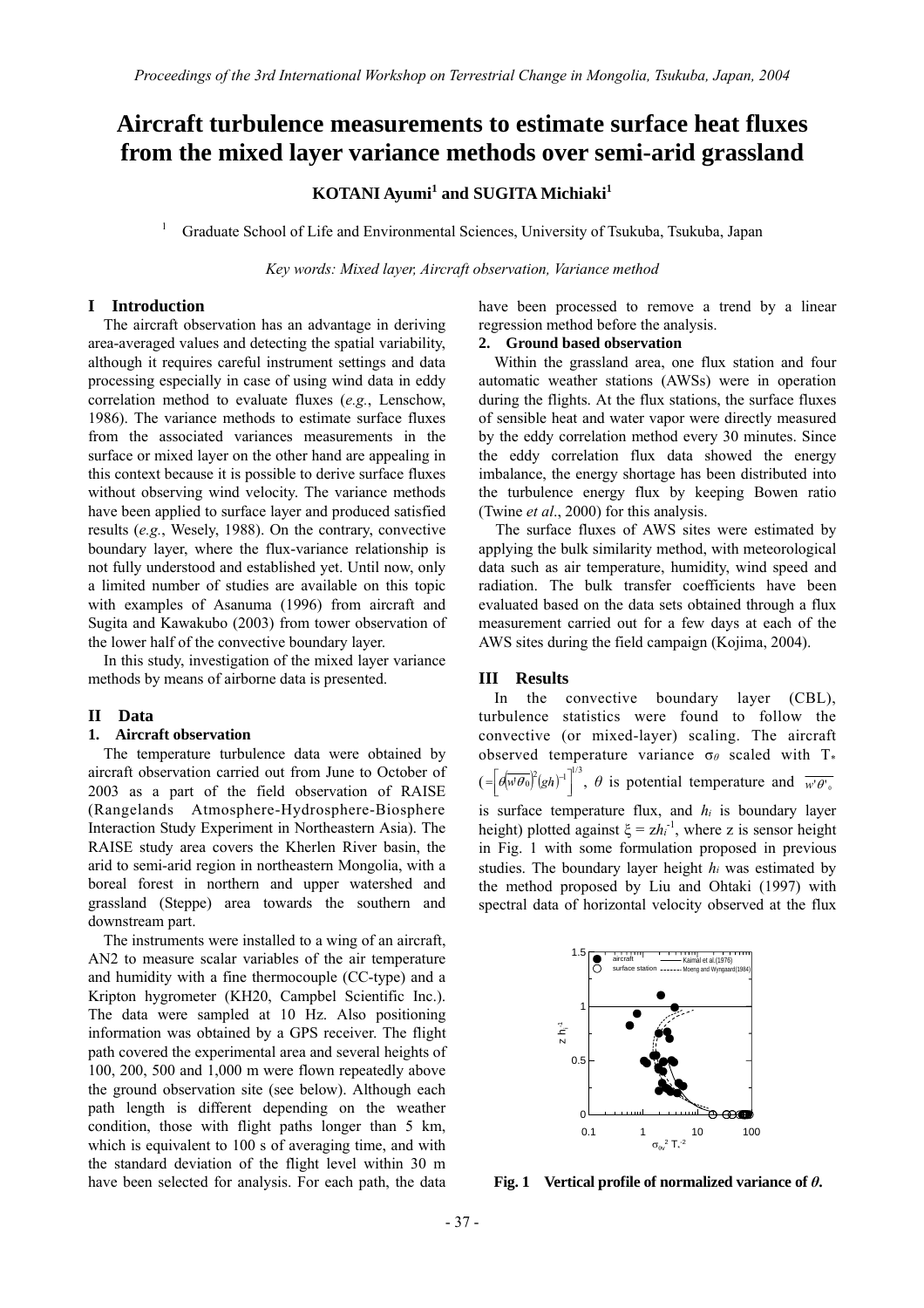# Aircraft turbulence measurements to estimate surface heat fluxes from the mixed layer variance methods over semi-arid grassland

**KOTANI Ayumi[1] and SUGITA Michiaki[1]**

[1] Graduate School of Life and Environmental Sciences, University of Tsukuba, Tsukuba, Japan

*Key words: Mixed layer, Aircraft observation, Variance method*

## I Introduction

The aircraft observation has an advantage in deriving area-averaged values and detecting the spatial variability, although it requires careful instrument settings and data processing especially in case of using wind data in eddy correlation method to evaluate fluxes (*e.g.*, Lenschow, 1986). The variance methods to estimate surface fluxes from the associated variances measurements in the surface or mixed layer on the other hand are appealing in this context because it is possible to derive surface fluxes without observing wind velocity. The variance methods have been applied to surface layer and produced satisfied results (*e.g.*, Wesely, 1988). On the contrary, convective boundary layer, where the flux-variance relationship is not fully understood and established yet. Until now, only a limited number of studies are available on this topic with examples of Asanuma (1996) from aircraft and Sugita and Kawakubo (2003) from tower observation of the lower half of the convective boundary layer.

In this study, investigation of the mixed layer variance methods by means of airborne data is presented.

## II Data

### 1. Aircraft observation

The temperature turbulence data were obtained by aircraft observation carried out from June to October of 2003 as a part of the field observation of RAISE (Rangelands Atmosphere-Hydrosphere-Biosphere Interaction Study Experiment in Northeastern Asia). The RAISE study area covers the Kherlen River basin, the arid to semi-arid region in northeastern Mongolia, with a boreal forest in northern and upper watershed and grassland (Steppe) area towards the southern and downstream part.

The instruments were installed to a wing of an aircraft, AN2 to measure scalar variables of the air temperature and humidity with a fine thermocouple (CC-type) and a Kripton hygrometer (KH20, Campbel Scientific Inc.). The data were sampled at 10 Hz. Also positioning information was obtained by a GPS receiver. The flight path covered the experimental area and several heights of 100, 200, 500 and 1,000 m were flown repeatedly above the ground observation site (see below). Although each path length is different depending on the weather condition, those with flight paths longer than 5 km, which is equivalent to 100 s of averaging time, and with the standard deviation of the flight level within 30 m have been selected for analysis. For each path, the data have been processed to remove a trend by a linear regression method before the analysis.

### 2. Ground based observation

Within the grassland area, one flux station and four automatic weather stations (AWSs) were in operation during the flights. At the flux stations, the surface fluxes of sensible heat and water vapor were directly measured by the eddy correlation method every 30 minutes. Since the eddy correlation flux data showed the energy imbalance, the energy shortage has been distributed into the turbulence energy flux by keeping Bowen ratio (Twine *et al*., 2000) for this analysis.

The surface fluxes of AWS sites were estimated by applying the bulk similarity method, with meteorological data such as air temperature, humidity, wind speed and radiation. The bulk transfer coefficients have been evaluated based on the data sets obtained through a flux measurement carried out for a few days at each of the AWS sites during the field campaign (Kojima, 2004).

## III Results

In the convective boundary layer (CBL), turbulence statistics were found to follow the convective (or mixed-layer) scaling. The aircraft observed temperature variance $\sigma_\theta$ scaled with $T_*$ $\left(=\left[\theta\left(\overline{w'\theta'_0}\right)^2(gh)^{-1}\right]^{1/3}\right.$, $\theta$ is potential temperature and $\overline{w'\theta'_0}$ is surface temperature flux, and $h_i$ is boundary layer height) plotted against $\xi = zh_i^{-1}$, where z is sensor height in Fig. 1 with some formulation proposed in previous studies. The boundary layer height $h_i$ was estimated by the method proposed by Liu and Ohtaki (1997) with spectral data of horizontal velocity observed at the flux

**Fig. 1 Vertical profile of normalized variance of $\theta$.**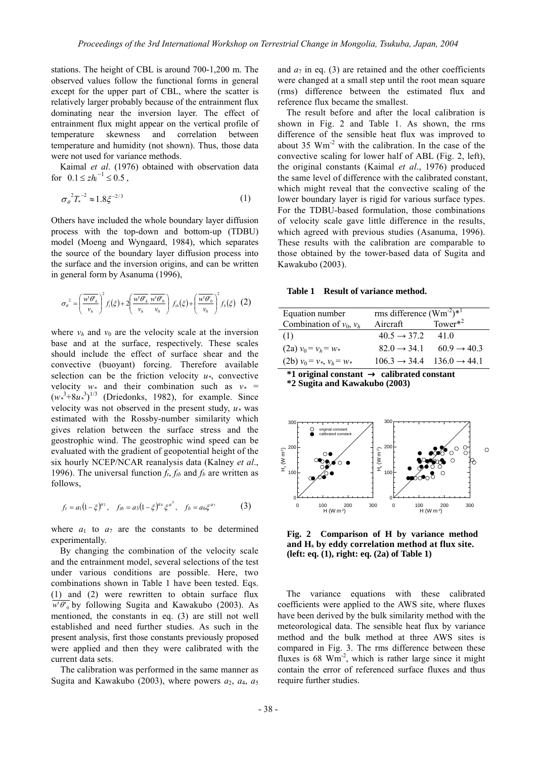stations. The height of CBL is around 700-1,200 m. The observed values follow the functional forms in general except for the upper part of CBL, where the scatter is relatively larger probably because of the entrainment flux dominating near the inversion layer. The effect of entrainment flux might appear on the vertical profile of temperature skewness and correlation between temperature and humidity (not shown). Thus, those data were not used for variance methods.

Kaimal *et al*. (1976) obtained with observation data for $0.1 \le z h_i^{-1} \le 0.5$,

$$\sigma_\theta^{\ 2} T_*^{-2} \approx 1.8 \xi^{-2/3} \tag{1}$$

Others have included the whole boundary layer diffusion process with the top-down and bottom-up (TDBU) model (Moeng and Wyngaard, 1984), which separates the source of the boundary layer diffusion process into the surface and the inversion origins, and can be written in general form by Asanuma (1996),

$$\sigma_\theta^{\ 2} = \left( \frac{\overline{w'\theta'_h}}{v_h} \right)^2 f_t(\xi) + 2 \left( \frac{\overline{w'\theta'_h}}{v_h} \frac{\overline{w'\theta'_0}}{v_0} \right) f_{tb}(\xi) + \left( \frac{\overline{w'\theta'_0}}{v_0} \right)^2 f_b(\xi) \tag{2}$$

where $v_h$ and $v_0$ are the velocity scale at the inversion base and at the surface, respectively. These scales should include the effect of surface shear and the convective (buoyant) forcing. Therefore available selection can be the friction velocity $u_*$, convective velocity $w_*$ and their combination such as $v_* = (w_*^3 + 8u_*^3)^{1/3}$ (Driedonks, 1982), for example. Since velocity was not observed in the present study, $u_*$ was estimated with the Rossby-number similarity which gives relation between the surface stress and the geostrophic wind. The geostrophic wind speed can be evaluated with the gradient of geopotential height of the six hourly NCEP/NCAR reanalysis data (Kalney *et al*., 1996). The universal function $f_t$, $f_{tb}$ and $f_b$ are written as follows,

$$f_t = a_1 (1-\xi)^{a_2}, \quad f_{tb} = a_3 (1-\xi)^{a_4} \xi^{a^5}, \quad f_b = a_6 \xi^{a_7} \tag{3}$$

where $a_1$ to $a_7$ are the constants to be determined experimentally.

By changing the combination of the velocity scale and the entrainment model, several selections of the test under various conditions are possible. Here, two combinations shown in Table 1 have been tested. Eqs. (1) and (2) were rewritten to obtain surface flux $\overline{w'\theta'_0}$ by following Sugita and Kawakubo (2003). As mentioned, the constants in eq. (3) are still not well established and need further studies. As such in the present analysis, first those constants previously proposed were applied and then they were calibrated with the current data sets.

The calibration was performed in the same manner as Sugita and Kawakubo (2003), where powers $a_2$, $a_4$, $a_5$ and $a_7$ in eq. (3) are retained and the other coefficients were changed at a small step until the root mean square (rms) difference between the estimated flux and reference flux became the smallest.

The result before and after the local calibration is shown in Fig. 2 and Table 1. As shown, the rms difference of the sensible heat flux was improved to about 35 $\mathrm{Wm^{-2}}$ with the calibration. In the case of the convective scaling for lower half of ABL (Fig. 2, left), the original constants (Kaimal *et al*., 1976) produced the same level of difference with the calibrated constant, which might reveal that the convective scaling of the lower boundary layer is rigid for various surface types. For the TDBU-based formulation, those combinations of velocity scale gave little difference in the results, which agreed with previous studies (Asanuma, 1996). These results with the calibration are comparable to those obtained by the tower-based data of Sugita and Kawakubo (2003).

**Table 1 Result of variance method.**

| Equation number | rms difference ($\mathrm{Wm^{-2}}$)*1 | |
|---|---|---|
| Combination of $v_0$, $v_h$ | Aircraft | Tower*2 |
| (1) | 40.5 → 37.2 | 41.0 |
| (2a) $v_0 = v_h = w_*$ | 82.0 → 34.1 | 60.9 → 40.3 |
| (2b) $v_0 = v_*$, $v_h = w_*$ | 106.3 → 34.4 | 136.0 → 44.1 |

**\*1 original constant → calibrated constant**
**\*2 Sugita and Kawakubo (2003)**

**Fig. 2 Comparison of H by variance method and $H_s$ by eddy correlation method at flux site. (left: eq. (1), right: eq. (2a) of Table 1)**

The variance equations with these calibrated coefficients were applied to the AWS site, where fluxes have been derived by the bulk similarity method with the meteorological data. The sensible heat flux by variance method and the bulk method at three AWS sites is compared in Fig. 3. The rms difference between these fluxes is 68 $\mathrm{Wm^{-2}}$, which is rather large since it might contain the error of referenced surface fluxes and thus require further studies.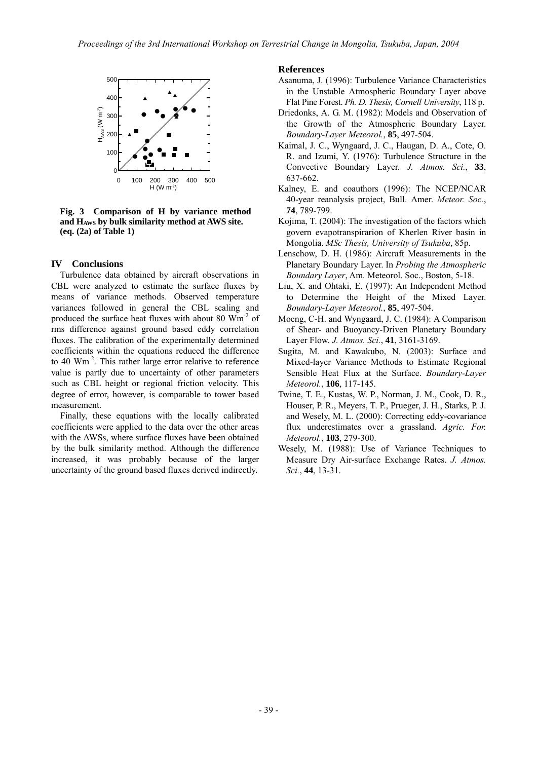500
400
300
200
100
0
$H_{AWS}$ (W m$^{-2}$)
0 100 200 300 400 500
H (W m$^{-2}$)

**Fig. 3 Comparison of H by variance method and $H_{AWS}$ by bulk similarity method at AWS site. (eq. (2a) of Table 1)**

## IV Conclusions

Turbulence data obtained by aircraft observations in CBL were analyzed to estimate the surface fluxes by means of variance methods. Observed temperature variances followed in general the CBL scaling and produced the surface heat fluxes with about 80 Wm$^{-2}$ of rms difference against ground based eddy correlation fluxes. The calibration of the experimentally determined coefficients within the equations reduced the difference to 40 Wm$^{-2}$. This rather large error relative to reference value is partly due to uncertainty of other parameters such as CBL height or regional friction velocity. This degree of error, however, is comparable to tower based measurement.

Finally, these equations with the locally calibrated coefficients were applied to the data over the other areas with the AWSs, where surface fluxes have been obtained by the bulk similarity method. Although the difference increased, it was probably because of the larger uncertainty of the ground based fluxes derived indirectly.

## References

Asanuma, J. (1996): Turbulence Variance Characteristics in the Unstable Atmospheric Boundary Layer above Flat Pine Forest. *Ph. D. Thesis, Cornell University*, 118 p.

Driedonks, A. G. M. (1982): Models and Observation of the Growth of the Atmospheric Boundary Layer. *Boundary-Layer Meteorol.*, **85**, 497-504.

Kaimal, J. C., Wyngaard, J. C., Haugan, D. A., Cote, O. R. and Izumi, Y. (1976): Turbulence Structure in the Convective Boundary Layer. *J. Atmos. Sci.*, **33**, 637-662.

Kalney, E. and coauthors (1996): The NCEP/NCAR 40-year reanalysis project, Bull. Amer. *Meteor. Soc.*, **74**, 789-799.

Kojima, T. (2004): The investigation of the factors which govern evapotranspirarion of Kherlen River basin in Mongolia. *MSc Thesis, University of Tsukuba*, 85p.

Lenschow, D. H. (1986): Aircraft Measurements in the Planetary Boundary Layer. In *Probing the Atmospheric Boundary Layer*, Am. Meteorol. Soc., Boston, 5-18.

Liu, X. and Ohtaki, E. (1997): An Independent Method to Determine the Height of the Mixed Layer. *Boundary-Layer Meteorol.*, **85**, 497-504.

Moeng, C-H. and Wyngaard, J. C. (1984): A Comparison of Shear- and Buoyancy-Driven Planetary Boundary Layer Flow. *J. Atmos. Sci.*, **41**, 3161-3169.

Sugita, M. and Kawakubo, N. (2003): Surface and Mixed-layer Variance Methods to Estimate Regional Sensible Heat Flux at the Surface. *Boundary-Layer Meteorol.*, **106**, 117-145.

Twine, T. E., Kustas, W. P., Norman, J. M., Cook, D. R., Houser, P. R., Meyers, T. P., Prueger, J. H., Starks, P. J. and Wesely, M. L. (2000): Correcting eddy-covariance flux underestimates over a grassland. *Agric. For. Meteorol.*, **103**, 279-300.

Wesely, M. (1988): Use of Variance Techniques to Measure Dry Air-surface Exchange Rates. *J. Atmos. Sci.*, **44**, 13-31.